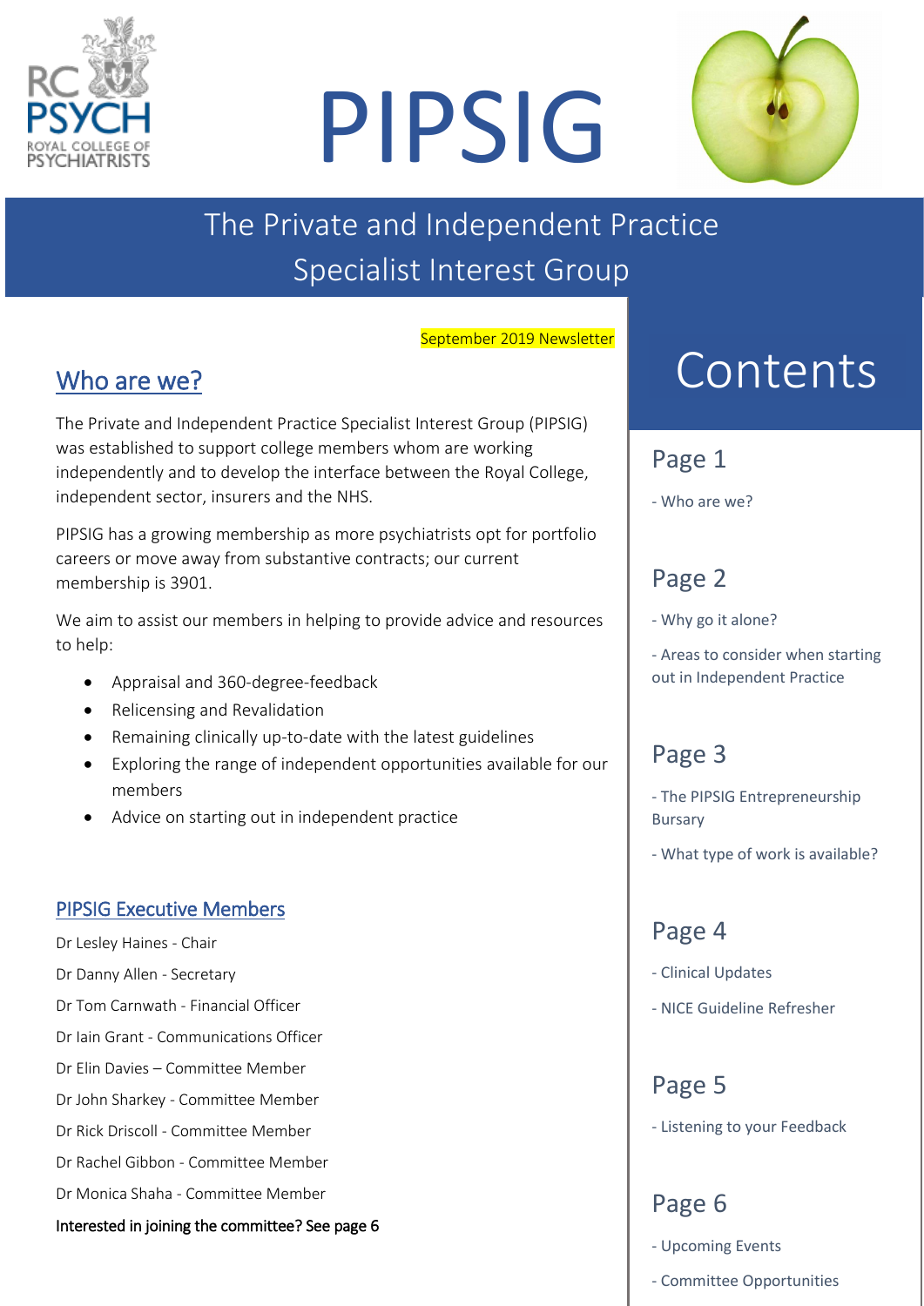# PIPSIG

## The Private and Independent Practice Specialist Interest Group

September 2019 Newsletter

## Who are we?

The Private and Independent Practice Specialist Interest Group (PIPSIG) was established to support college members whom are working independently and to develop the interface between the Royal College, independent sector, insurers and the NHS.

PIPSIG has a growing membership as more psychiatrists opt for portfolio careers or move away from substantive contracts; our current membership is 3901.

We aim to assist our members in helping to provide advice and resources to help:

- Appraisal and 360-degree-feedback
- Relicensing and Revalidation
- Remaining clinically up-to-date with the latest guidelines
- Exploring the range of independent opportunities available for our members
- Advice on starting out in independent practice

### PIPSIG Executive Members

Dr Lesley Haines - Chair

Dr Danny Allen - Secretary

Dr Tom Carnwath - Financial Officer

Dr Iain Grant - Communications Officer

Dr Elin Davies – Committee Member

Dr John Sharkey - Committee Member

Dr Rick Driscoll - Committee Member

Dr Rachel Gibbon - Committee Member

Dr Monica Shaha - Committee Member

Interested in joining the committee? See page 6

## Contents

### Page 1

- Who are we?

### Page 2

- Why go it alone?
- Areas to consider when starting out in Independent Practice

### Page 3

- The PIPSIG Entrepreneurship Bursary
- What type of work is available?

### Page 4

- Clinical Updates
- NICE Guideline Refresher

### Page 5

- Listening to your Feedback

### Page 6

- Upcoming Events
- Committee Opportunities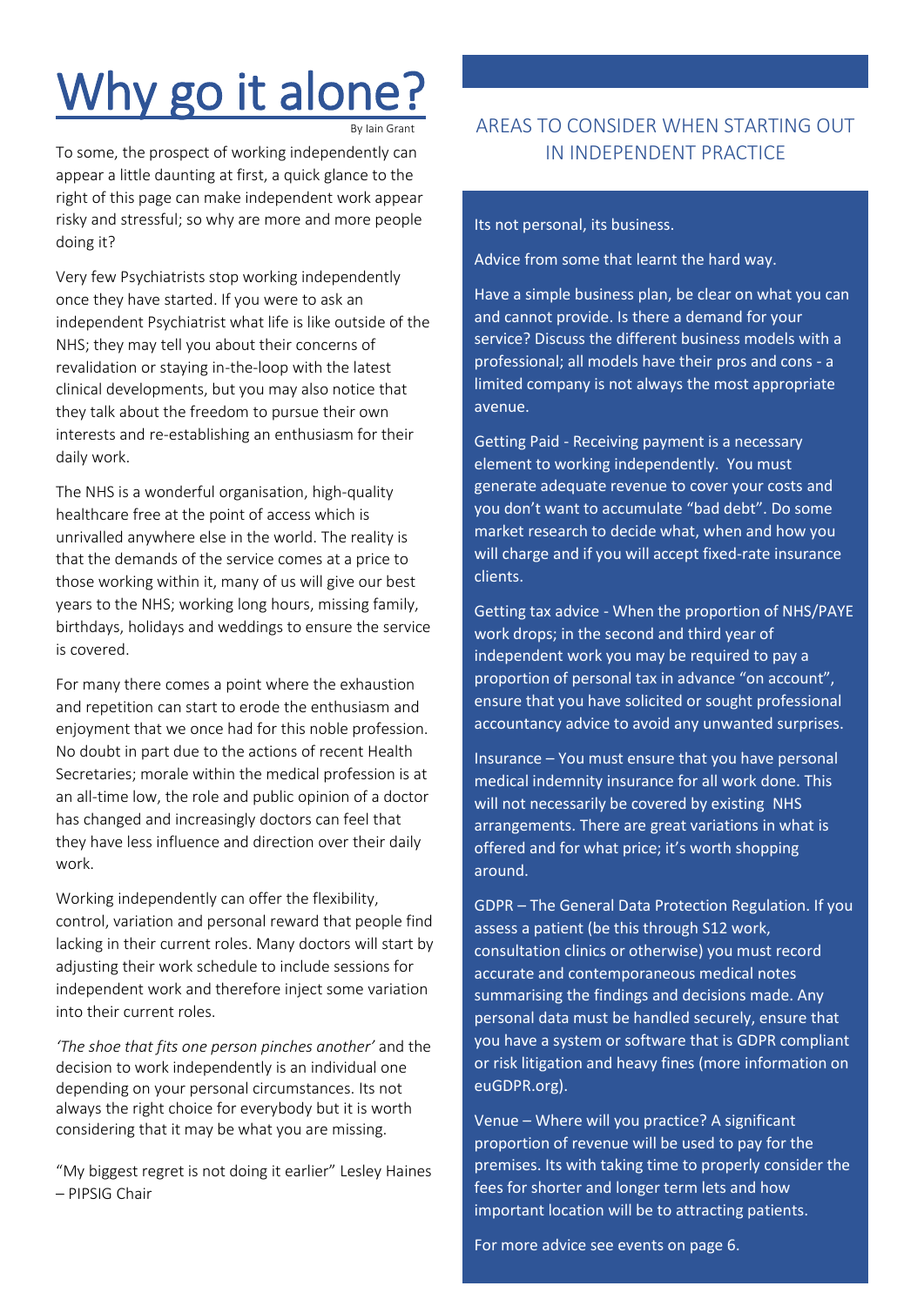# Why go it alone?

By Iain Grant

To some, the prospect of working independently can appear a little daunting at first, a quick glance to the right of this page can make independent work appear risky and stressful; so why are more and more people doing it?

Very few Psychiatrists stop working independently once they have started. If you were to ask an independent Psychiatrist what life is like outside of the NHS; they may tell you about their concerns of revalidation or staying in-the-loop with the latest clinical developments, but you may also notice that they talk about the freedom to pursue their own interests and re-establishing an enthusiasm for their daily work.

The NHS is a wonderful organisation, high-quality healthcare free at the point of access which is unrivalled anywhere else in the world. The reality is that the demands of the service comes at a price to those working within it, many of us will give our best years to the NHS; working long hours, missing family, birthdays, holidays and weddings to ensure the service is covered.

For many there comes a point where the exhaustion and repetition can start to erode the enthusiasm and enjoyment that we once had for this noble profession. No doubt in part due to the actions of recent Health Secretaries; morale within the medical profession is at an all-time low, the role and public opinion of a doctor has changed and increasingly doctors can feel that they have less influence and direction over their daily work.

Working independently can offer the flexibility, control, variation and personal reward that people find lacking in their current roles. Many doctors will start by adjusting their work schedule to include sessions for independent work and therefore inject some variation into their current roles.

*'The shoe that fits one person pinches another'* and the decision to work independently is an individual one depending on your personal circumstances. Its not always the right choice for everybody but it is worth considering that it may be what you are missing.

"My biggest regret is not doing it earlier" Lesley Haines – PIPSIG Chair

## AREAS TO CONSIDER WHEN STARTING OUT IN INDEPENDENT PRACTICE

Its not personal, its business.

Advice from some that learnt the hard way.

Have a simple business plan, be clear on what you can and cannot provide. Is there a demand for your service? Discuss the different business models with a professional; all models have their pros and cons - a limited company is not always the most appropriate avenue.

Getting Paid - Receiving payment is a necessary element to working independently. You must generate adequate revenue to cover your costs and you don't want to accumulate "bad debt". Do some market research to decide what, when and how you will charge and if you will accept fixed-rate insurance clients.

Getting tax advice - When the proportion of NHS/PAYE work drops; in the second and third year of independent work you may be required to pay a proportion of personal tax in advance "on account", ensure that you have solicited or sought professional accountancy advice to avoid any unwanted surprises.

Insurance – You must ensure that you have personal medical indemnity insurance for all work done. This will not necessarily be covered by existing NHS arrangements. There are great variations in what is offered and for what price; it's worth shopping around.

GDPR – The General Data Protection Regulation. If you assess a patient (be this through S12 work, consultation clinics or otherwise) you must record accurate and contemporaneous medical notes summarising the findings and decisions made. Any personal data must be handled securely, ensure that you have a system or software that is GDPR compliant or risk litigation and heavy fines (more information on euGDPR.org).

Venue – Where will you practice? A significant proportion of revenue will be used to pay for the premises. Its with taking time to properly consider the fees for shorter and longer term lets and how important location will be to attracting patients.

For more advice see events on page 6.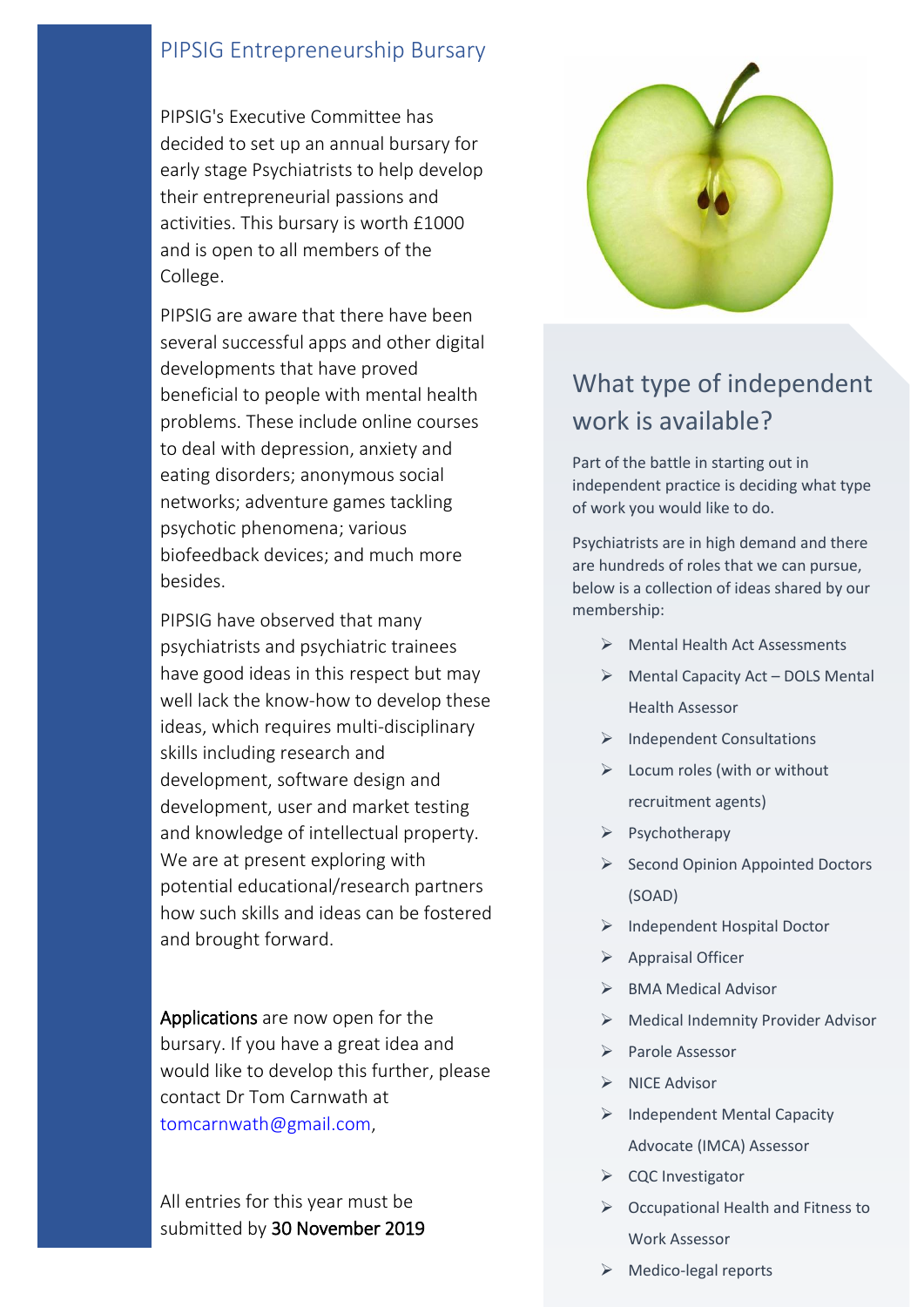## PIPSIG Entrepreneurship Bursary

PIPSIG's Executive Committee has decided to set up an annual bursary for early stage Psychiatrists to help develop their entrepreneurial passions and activities. This bursary is worth £1000 and is open to all members of the College.

PIPSIG are aware that there have been several successful apps and other digital developments that have proved beneficial to people with mental health problems. These include online courses to deal with depression, anxiety and eating disorders; anonymous social networks; adventure games tackling psychotic phenomena; various biofeedback devices; and much more besides.

PIPSIG have observed that many psychiatrists and psychiatric trainees have good ideas in this respect but may well lack the know-how to develop these ideas, which requires multi-disciplinary skills including research and development, software design and development, user and market testing and knowledge of intellectual property. We are at present exploring with potential educational/research partners how such skills and ideas can be fostered and brought forward.

Applications are now open for the bursary. If you have a great idea and would like to develop this further, please contact Dr Tom Carnwath at tomcarnwath@gmail.com,

All entries for this year must be submitted by 30 November 2019

## What type of independent work is available?

Part of the battle in starting out in independent practice is deciding what type of work you would like to do.

Psychiatrists are in high demand and there are hundreds of roles that we can pursue, below is a collection of ideas shared by our membership:

- Mental Health Act Assessments
- Mental Capacity Act – DOLS Mental Health Assessor
- Independent Consultations
- Locum roles (with or without recruitment agents)
- Psychotherapy
- Second Opinion Appointed Doctors (SOAD)
- Independent Hospital Doctor
- Appraisal Officer
- BMA Medical Advisor
- Medical Indemnity Provider Advisor
- Parole Assessor
- NICE Advisor
- Independent Mental Capacity Advocate (IMCA) Assessor
- CQC Investigator
- Occupational Health and Fitness to Work Assessor
- Medico-legal reports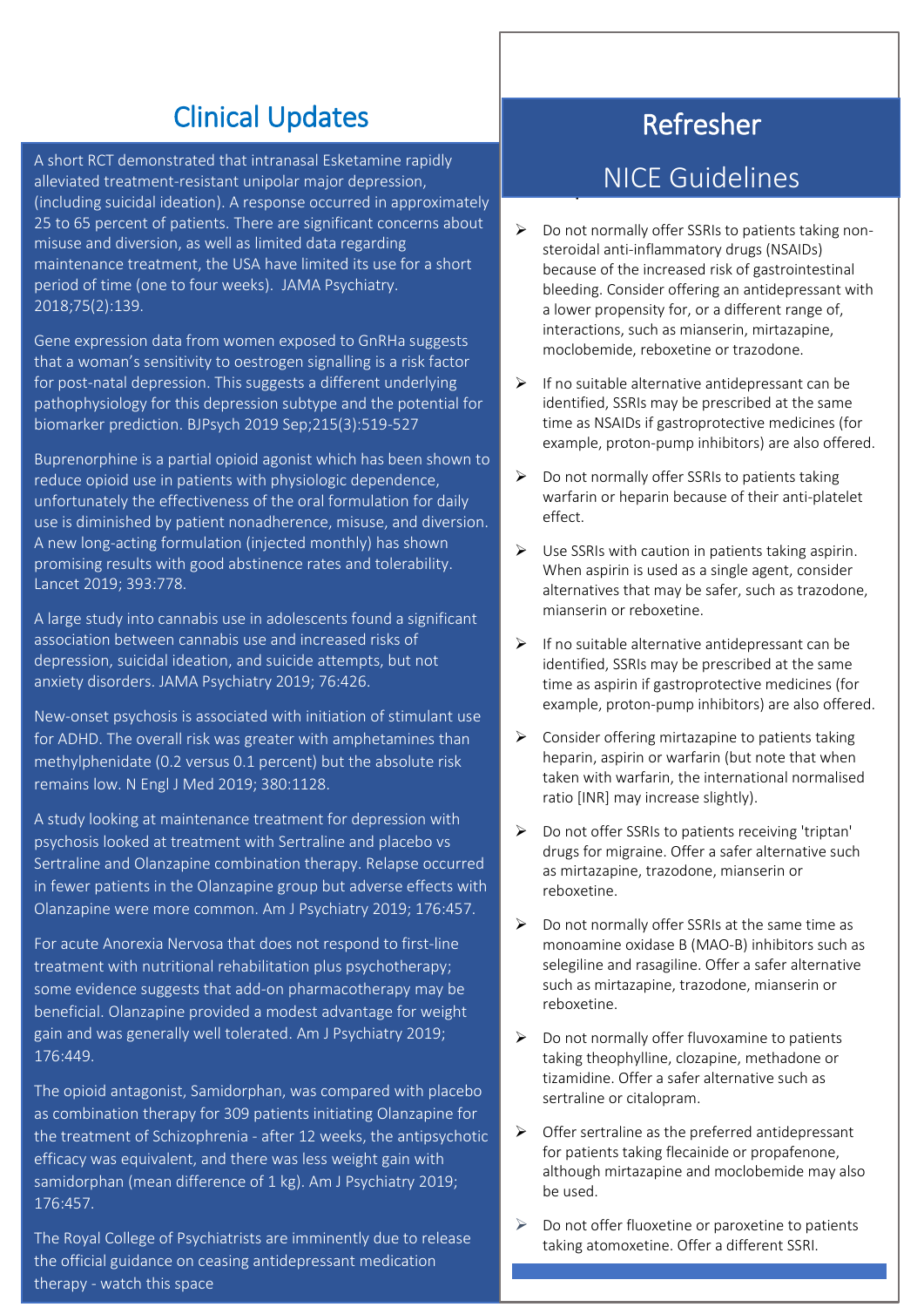## Clinical Updates

A short RCT demonstrated that intranasal Esketamine rapidly alleviated treatment-resistant unipolar major depression, (including suicidal ideation). A response occurred in approximately 25 to 65 percent of patients. There are significant concerns about misuse and diversion, as well as limited data regarding maintenance treatment, the USA have limited its use for a short period of time (one to four weeks). JAMA Psychiatry. 2018;75(2):139.

Gene expression data from women exposed to GnRHa suggests that a woman's sensitivity to oestrogen signalling is a risk factor for post-natal depression. This suggests a different underlying pathophysiology for this depression subtype and the potential for biomarker prediction. BJPsych 2019 Sep;215(3):519-527

Buprenorphine is a partial opioid agonist which has been shown to reduce opioid use in patients with physiologic dependence, unfortunately the effectiveness of the oral formulation for daily use is diminished by patient nonadherence, misuse, and diversion. A new long-acting formulation (injected monthly) has shown promising results with good abstinence rates and tolerability. Lancet 2019; 393:778.

A large study into cannabis use in adolescents found a significant association between cannabis use and increased risks of depression, suicidal ideation, and suicide attempts, but not anxiety disorders. JAMA Psychiatry 2019; 76:426.

New-onset psychosis is associated with initiation of stimulant use for ADHD. The overall risk was greater with amphetamines than methylphenidate (0.2 versus 0.1 percent) but the absolute risk remains low. N Engl J Med 2019; 380:1128.

A study looking at maintenance treatment for depression with psychosis looked at treatment with Sertraline and placebo vs Sertraline and Olanzapine combination therapy. Relapse occurred in fewer patients in the Olanzapine group but adverse effects with Olanzapine were more common. Am J Psychiatry 2019; 176:457.

For acute Anorexia Nervosa that does not respond to first-line treatment with nutritional rehabilitation plus psychotherapy; some evidence suggests that add-on pharmacotherapy may be beneficial. Olanzapine provided a modest advantage for weight gain and was generally well tolerated. Am J Psychiatry 2019; 176:449.

The opioid antagonist, Samidorphan, was compared with placebo as combination therapy for 309 patients initiating Olanzapine for the treatment of Schizophrenia - after 12 weeks, the antipsychotic efficacy was equivalent, and there was less weight gain with samidorphan (mean difference of 1 kg). Am J Psychiatry 2019; 176:457.

The Royal College of Psychiatrists are imminently due to release the official guidance on ceasing antidepressant medication therapy - watch this space

## Refresher

### NICE Guidelines

- Do not normally offer SSRIs to patients taking non-steroidal anti-inflammatory drugs (NSAIDs) because of the increased risk of gastrointestinal bleeding. Consider offering an antidepressant with a lower propensity for, or a different range of, interactions, such as mianserin, mirtazapine, moclobemide, reboxetine or trazodone.
- If no suitable alternative antidepressant can be identified, SSRIs may be prescribed at the same time as NSAIDs if gastroprotective medicines (for example, proton-pump inhibitors) are also offered.
- Do not normally offer SSRIs to patients taking warfarin or heparin because of their anti-platelet effect.
- Use SSRIs with caution in patients taking aspirin. When aspirin is used as a single agent, consider alternatives that may be safer, such as trazodone, mianserin or reboxetine.
- If no suitable alternative antidepressant can be identified, SSRIs may be prescribed at the same time as aspirin if gastroprotective medicines (for example, proton-pump inhibitors) are also offered.
- Consider offering mirtazapine to patients taking heparin, aspirin or warfarin (but note that when taken with warfarin, the international normalised ratio [INR] may increase slightly).
- Do not offer SSRIs to patients receiving 'triptan' drugs for migraine. Offer a safer alternative such as mirtazapine, trazodone, mianserin or reboxetine.
- Do not normally offer SSRIs at the same time as monoamine oxidase B (MAO-B) inhibitors such as selegiline and rasagiline. Offer a safer alternative such as mirtazapine, trazodone, mianserin or reboxetine.
- Do not normally offer fluvoxamine to patients taking theophylline, clozapine, methadone or tizamidine. Offer a safer alternative such as sertraline or citalopram.
- Offer sertraline as the preferred antidepressant for patients taking flecainide or propafenone, although mirtazapine and moclobemide may also be used.
- Do not offer fluoxetine or paroxetine to patients taking atomoxetine. Offer a different SSRI.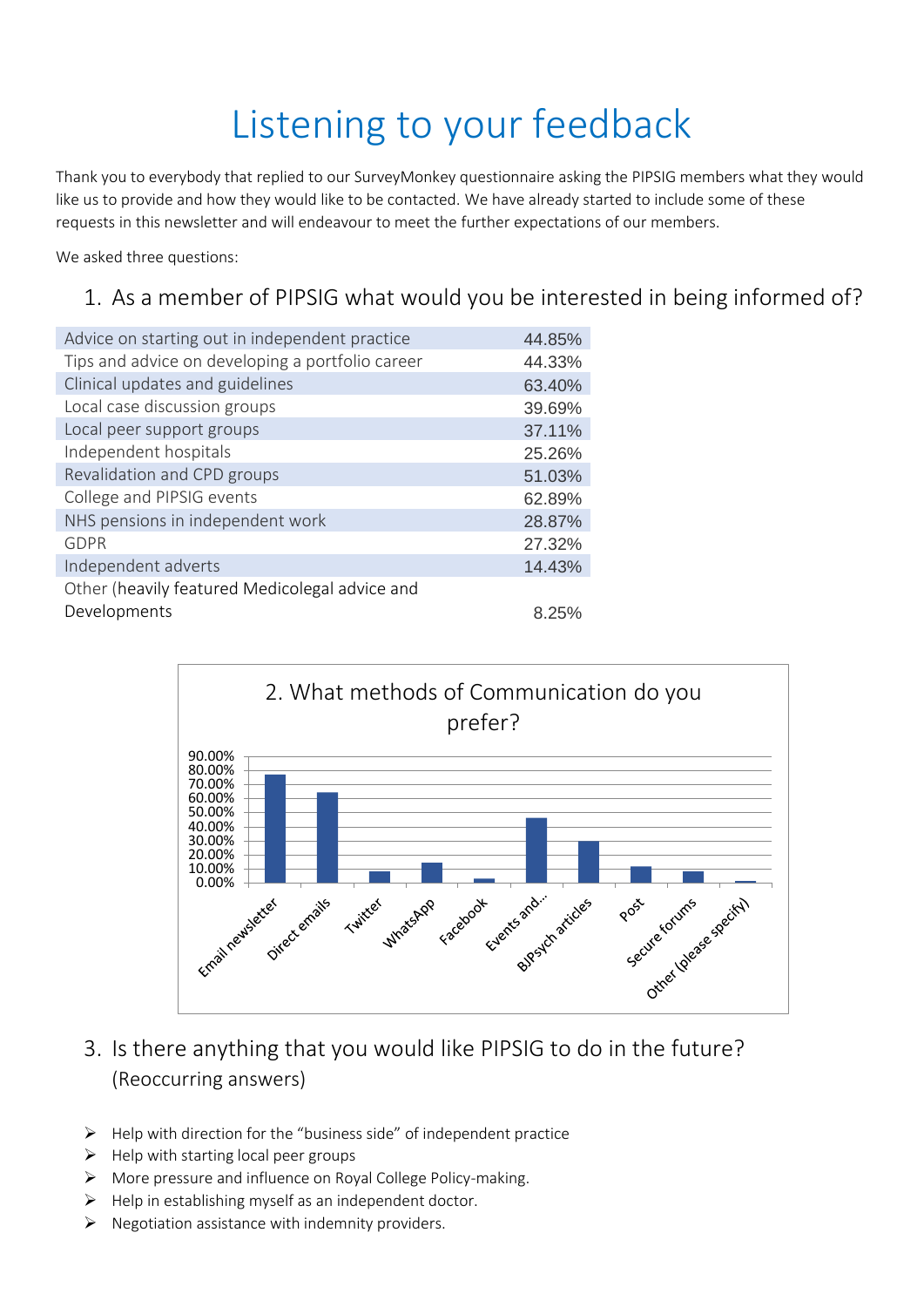# Listening to your feedback

Thank you to everybody that replied to our SurveyMonkey questionnaire asking the PIPSIG members what they would like us to provide and how they would like to be contacted. We have already started to include some of these requests in this newsletter and will endeavour to meet the further expectations of our members.

We asked three questions:

## 1. As a member of PIPSIG what would you be interested in being informed of?

| | |
|---|---|
| Advice on starting out in independent practice | 44.85% |
| Tips and advice on developing a portfolio career | 44.33% |
| Clinical updates and guidelines | 63.40% |
| Local case discussion groups | 39.69% |
| Local peer support groups | 37.11% |
| Independent hospitals | 25.26% |
| Revalidation and CPD groups | 51.03% |
| College and PIPSIG events | 62.89% |
| NHS pensions in independent work | 28.87% |
| GDPR | 27.32% |
| Independent adverts | 14.43% |
| Other (heavily featured Medicolegal advice and Developments | 8.25% |

## 2. What methods of Communication do you prefer?

Chart categories: Email newsletter, Direct emails, Twitter, WhatsApp, Facebook, Events and..., BJPsych articles, Post, Secure forums, Other (please specify)

Y-axis: 0.00% to 90.00%

## 3. Is there anything that you would like PIPSIG to do in the future? (Reoccurring answers)

- Help with direction for the "business side" of independent practice
- Help with starting local peer groups
- More pressure and influence on Royal College Policy-making.
- Help in establishing myself as an independent doctor.
- Negotiation assistance with indemnity providers.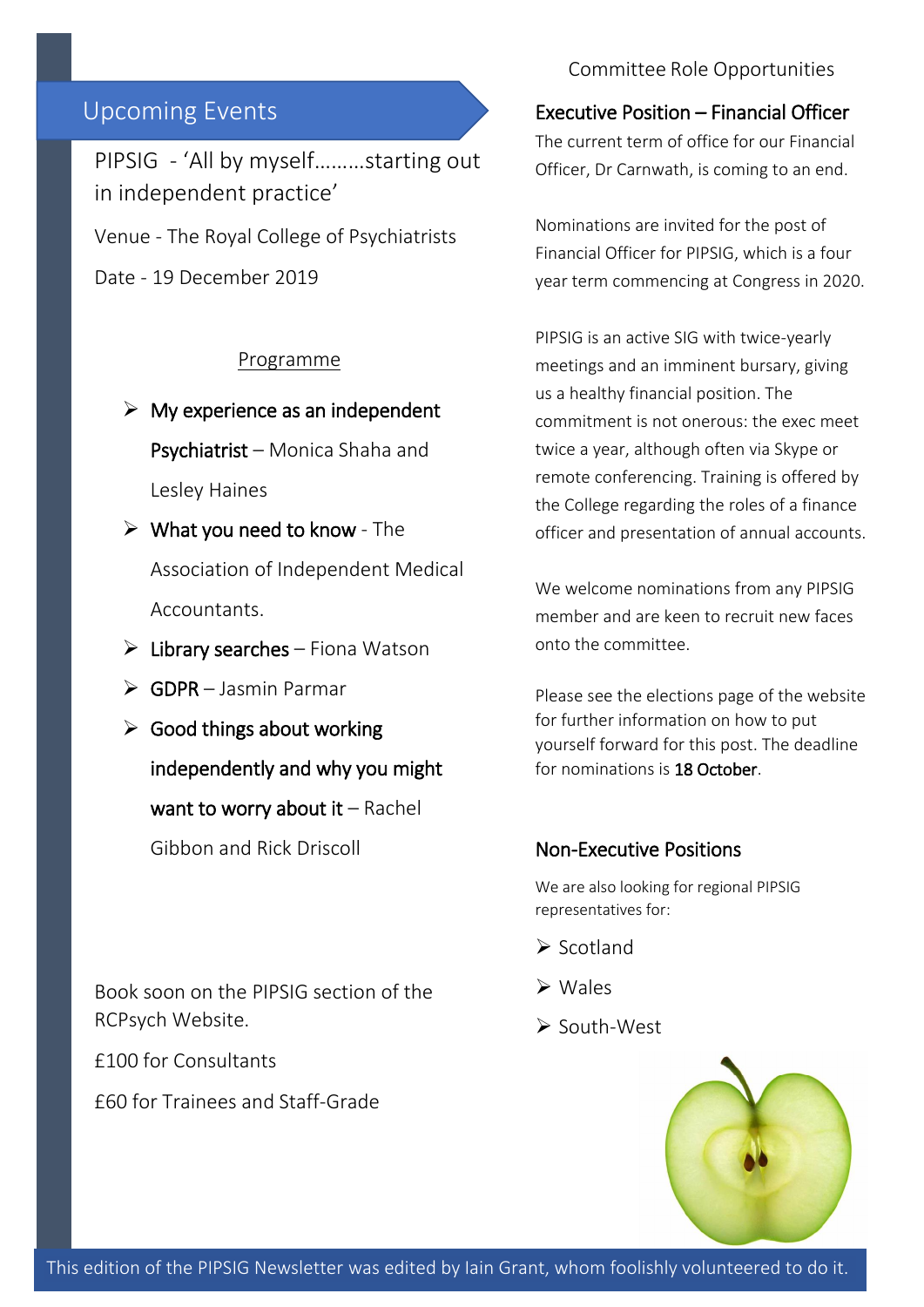## Upcoming Events

PIPSIG - 'All by myself.........starting out in independent practice'

Venue - The Royal College of Psychiatrists

Date - 19 December 2019

Programme

- **My experience as an independent Psychiatrist** – Monica Shaha and Lesley Haines
- **What you need to know** - The Association of Independent Medical Accountants.
- **Library searches** – Fiona Watson
- **GDPR** – Jasmin Parmar
- **Good things about working independently and why you might want to worry about it** – Rachel Gibbon and Rick Driscoll

Book soon on the PIPSIG section of the RCPsych Website.

£100 for Consultants

£60 for Trainees and Staff-Grade

## Committee Role Opportunities

### Executive Position – Financial Officer

The current term of office for our Financial Officer, Dr Carnwath, is coming to an end.

Nominations are invited for the post of Financial Officer for PIPSIG, which is a four year term commencing at Congress in 2020.

PIPSIG is an active SIG with twice-yearly meetings and an imminent bursary, giving us a healthy financial position. The commitment is not onerous: the exec meet twice a year, although often via Skype or remote conferencing. Training is offered by the College regarding the roles of a finance officer and presentation of annual accounts.

We welcome nominations from any PIPSIG member and are keen to recruit new faces onto the committee.

Please see the elections page of the website for further information on how to put yourself forward for this post. The deadline for nominations is **18 October**.

### Non-Executive Positions

We are also looking for regional PIPSIG representatives for:

- Scotland
- Wales
- South-West

This edition of the PIPSIG Newsletter was edited by Iain Grant, whom foolishly volunteered to do it.